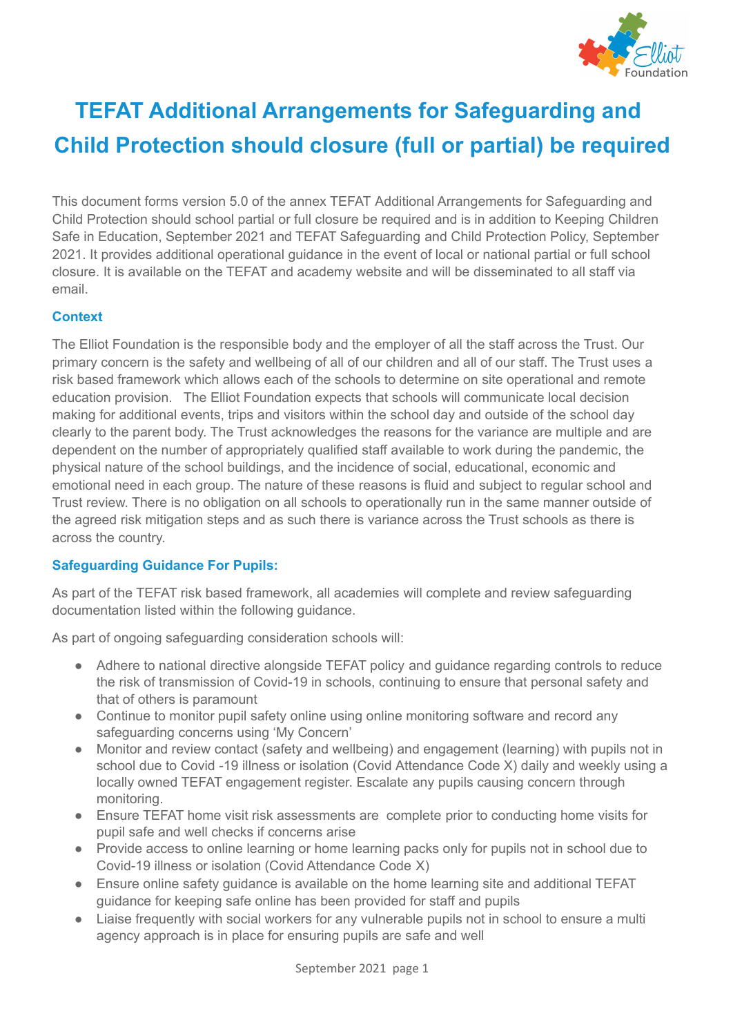# TEFAT Additional Arrangements for Safeguarding and Child Protection should closure (full or partial) be required

This document forms version 5.0 of the annex TEFAT Additional Arrangements for Safeguarding and Child Protection should school partial or full closure be required and is in addition to Keeping Children Safe in Education, September 2021 and TEFAT Safeguarding and Child Protection Policy, September 2021. It provides additional operational guidance in the event of local or national partial or full school closure. It is available on the TEFAT and academy website and will be disseminated to all staff via email.

## Context

The Elliot Foundation is the responsible body and the employer of all the staff across the Trust. Our primary concern is the safety and wellbeing of all of our children and all of our staff. The Trust uses a risk based framework which allows each of the schools to determine on site operational and remote education provision. The Elliot Foundation expects that schools will communicate local decision making for additional events, trips and visitors within the school day and outside of the school day clearly to the parent body. The Trust acknowledges the reasons for the variance are multiple and are dependent on the number of appropriately qualified staff available to work during the pandemic, the physical nature of the school buildings, and the incidence of social, educational, economic and emotional need in each group. The nature of these reasons is fluid and subject to regular school and Trust review. There is no obligation on all schools to operationally run in the same manner outside of the agreed risk mitigation steps and as such there is variance across the Trust schools as there is across the country.

## Safeguarding Guidance For Pupils:

As part of the TEFAT risk based framework, all academies will complete and review safeguarding documentation listed within the following guidance.

As part of ongoing safeguarding consideration schools will:

- Adhere to national directive alongside TEFAT policy and guidance regarding controls to reduce the risk of transmission of Covid-19 in schools, continuing to ensure that personal safety and that of others is paramount
- Continue to monitor pupil safety online using online monitoring software and record any safeguarding concerns using 'My Concern'
- Monitor and review contact (safety and wellbeing) and engagement (learning) with pupils not in school due to Covid -19 illness or isolation (Covid Attendance Code X) daily and weekly using a locally owned TEFAT engagement register. Escalate any pupils causing concern through monitoring.
- Ensure TEFAT home visit risk assessments are complete prior to conducting home visits for pupil safe and well checks if concerns arise
- Provide access to online learning or home learning packs only for pupils not in school due to Covid-19 illness or isolation (Covid Attendance Code X)
- Ensure online safety guidance is available on the home learning site and additional TEFAT guidance for keeping safe online has been provided for staff and pupils
- Liaise frequently with social workers for any vulnerable pupils not in school to ensure a multi agency approach is in place for ensuring pupils are safe and well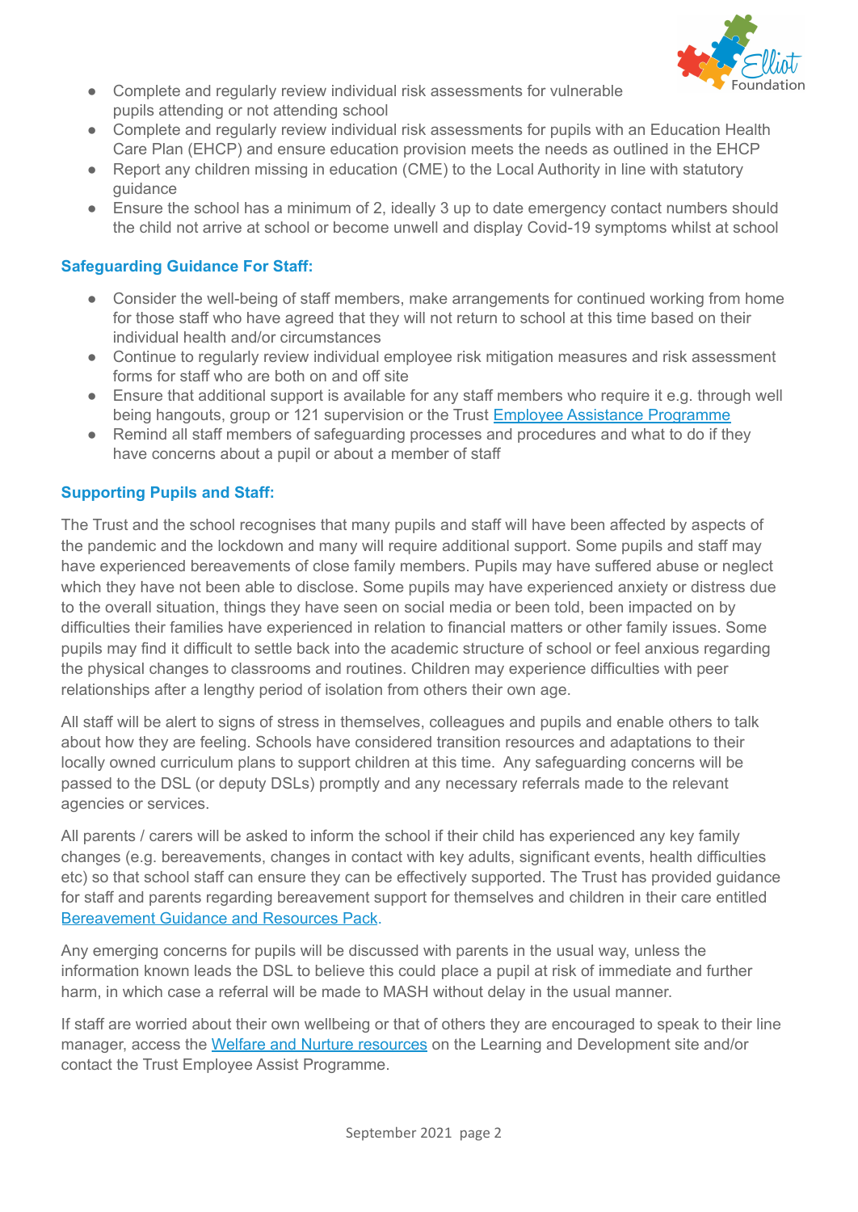- Complete and regularly review individual risk assessments for vulnerable pupils attending or not attending school
- Complete and regularly review individual risk assessments for pupils with an Education Health Care Plan (EHCP) and ensure education provision meets the needs as outlined in the EHCP
- Report any children missing in education (CME) to the Local Authority in line with statutory guidance
- Ensure the school has a minimum of 2, ideally 3 up to date emergency contact numbers should the child not arrive at school or become unwell and display Covid-19 symptoms whilst at school

### Safeguarding Guidance For Staff:

- Consider the well-being of staff members, make arrangements for continued working from home for those staff who have agreed that they will not return to school at this time based on their individual health and/or circumstances
- Continue to regularly review individual employee risk mitigation measures and risk assessment forms for staff who are both on and off site
- Ensure that additional support is available for any staff members who require it e.g. through well being hangouts, group or 121 supervision or the Trust Employee Assistance Programme
- Remind all staff members of safeguarding processes and procedures and what to do if they have concerns about a pupil or about a member of staff

### Supporting Pupils and Staff:

The Trust and the school recognises that many pupils and staff will have been affected by aspects of the pandemic and the lockdown and many will require additional support. Some pupils and staff may have experienced bereavements of close family members. Pupils may have suffered abuse or neglect which they have not been able to disclose. Some pupils may have experienced anxiety or distress due to the overall situation, things they have seen on social media or been told, been impacted on by difficulties their families have experienced in relation to financial matters or other family issues. Some pupils may find it difficult to settle back into the academic structure of school or feel anxious regarding the physical changes to classrooms and routines. Children may experience difficulties with peer relationships after a lengthy period of isolation from others their own age.

All staff will be alert to signs of stress in themselves, colleagues and pupils and enable others to talk about how they are feeling. Schools have considered transition resources and adaptations to their locally owned curriculum plans to support children at this time. Any safeguarding concerns will be passed to the DSL (or deputy DSLs) promptly and any necessary referrals made to the relevant agencies or services.

All parents / carers will be asked to inform the school if their child has experienced any key family changes (e.g. bereavements, changes in contact with key adults, significant events, health difficulties etc) so that school staff can ensure they can be effectively supported. The Trust has provided guidance for staff and parents regarding bereavement support for themselves and children in their care entitled Bereavement Guidance and Resources Pack.

Any emerging concerns for pupils will be discussed with parents in the usual way, unless the information known leads the DSL to believe this could place a pupil at risk of immediate and further harm, in which case a referral will be made to MASH without delay in the usual manner.

If staff are worried about their own wellbeing or that of others they are encouraged to speak to their line manager, access the Welfare and Nurture resources on the Learning and Development site and/or contact the Trust Employee Assist Programme.